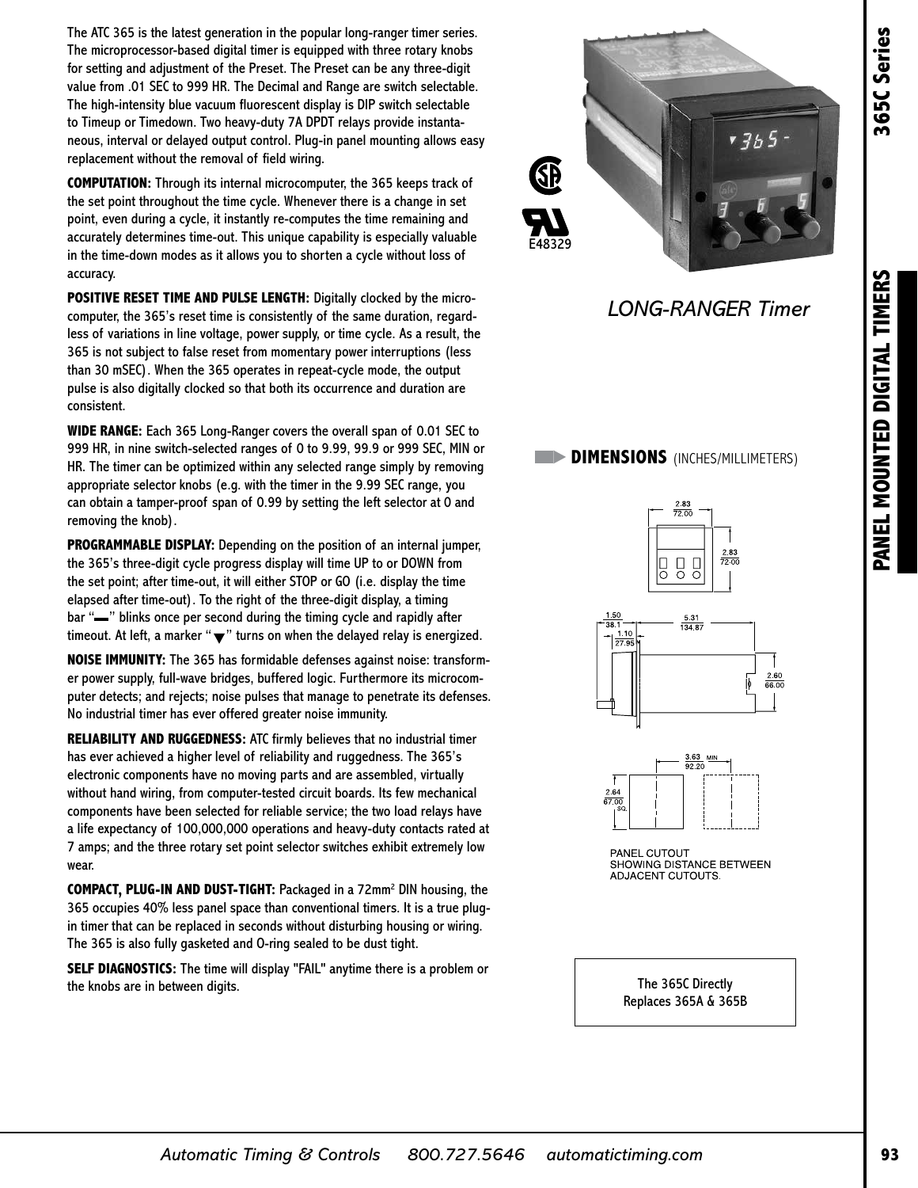# 365C Series

## PANEL MOUNTED DIGITAL TIMERS

*LONG-RANGER Timer*

The ATC 365 is the latest generation in the popular long-ranger timer series. The microprocessor-based digital timer is equipped with three rotary knobs for setting and adjustment of the Preset. The Preset can be any three-digit value from .01 SEC to 999 HR. The Decimal and Range are switch selectable. The high-intensity blue vacuum fluorescent display is DIP switch selectable to Timeup or Timedown. Two heavy-duty 7A DPDT relays provide instantaneous, interval or delayed output control. Plug-in panel mounting allows easy replacement without the removal of field wiring.

**COMPUTATION:** Through its internal microcomputer, the 365 keeps track of the set point throughout the time cycle. Whenever there is a change in set point, even during a cycle, it instantly re-computes the time remaining and accurately determines time-out. This unique capability is especially valuable in the time-down modes as it allows you to shorten a cycle without loss of accuracy.

**POSITIVE RESET TIME AND PULSE LENGTH:** Digitally clocked by the microcomputer, the 365's reset time is consistently of the same duration, regardless of variations in line voltage, power supply, or time cycle. As a result, the 365 is not subject to false reset from momentary power interruptions (less than 30 mSEC). When the 365 operates in repeat-cycle mode, the output pulse is also digitally clocked so that both its occurrence and duration are consistent.

**WIDE RANGE:** Each 365 Long-Ranger covers the overall span of 0.01 SEC to 999 HR, in nine switch-selected ranges of 0 to 9.99, 99.9 or 999 SEC, MIN or HR. The timer can be optimized within any selected range simply by removing appropriate selector knobs (e.g. with the timer in the 9.99 SEC range, you can obtain a tamper-proof span of 0.99 by setting the left selector at 0 and removing the knob).

**PROGRAMMABLE DISPLAY:** Depending on the position of an internal jumper, the 365's three-digit cycle progress display will time UP to or DOWN from the set point; after time-out, it will either STOP or GO (i.e. display the time elapsed after time-out). To the right of the three-digit display, a timing bar "▬" blinks once per second during the timing cycle and rapidly after timeout. At left, a marker "▼" turns on when the delayed relay is energized.

**NOISE IMMUNITY:** The 365 has formidable defenses against noise: transformer power supply, full-wave bridges, buffered logic. Furthermore its microcomputer detects; and rejects; noise pulses that manage to penetrate its defenses. No industrial timer has ever offered greater noise immunity.

**RELIABILITY AND RUGGEDNESS:** ATC firmly believes that no industrial timer has ever achieved a higher level of reliability and ruggedness. The 365's electronic components have no moving parts and are assembled, virtually without hand wiring, from computer-tested circuit boards. Its few mechanical components have been selected for reliable service; the two load relays have a life expectancy of 100,000,000 operations and heavy-duty contacts rated at 7 amps; and the three rotary set point selector switches exhibit extremely low wear.

**COMPACT, PLUG-IN AND DUST-TIGHT:** Packaged in a 72mm[2] DIN housing, the 365 occupies 40% less panel space than conventional timers. It is a true plug-in timer that can be replaced in seconds without disturbing housing or wiring. The 365 is also fully gasketed and O-ring sealed to be dust tight.

**SELF DIAGNOSTICS:** The time will display "FAIL" anytime there is a problem or the knobs are in between digits.

E48329

### DIMENSIONS (INCHES/MILLIMETERS)

2.83 / 72.00

2.83 / 72.00

1.50 / 38.1

1.10 / 27.95

5.31 / 134.87

2.60 / 66.00

3.63 MIN / 92.20

2.64 / 67.00 SQ.

PANEL CUTOUT SHOWING DISTANCE BETWEEN ADJACENT CUTOUTS.

The 365C Directly Replaces 365A & 365B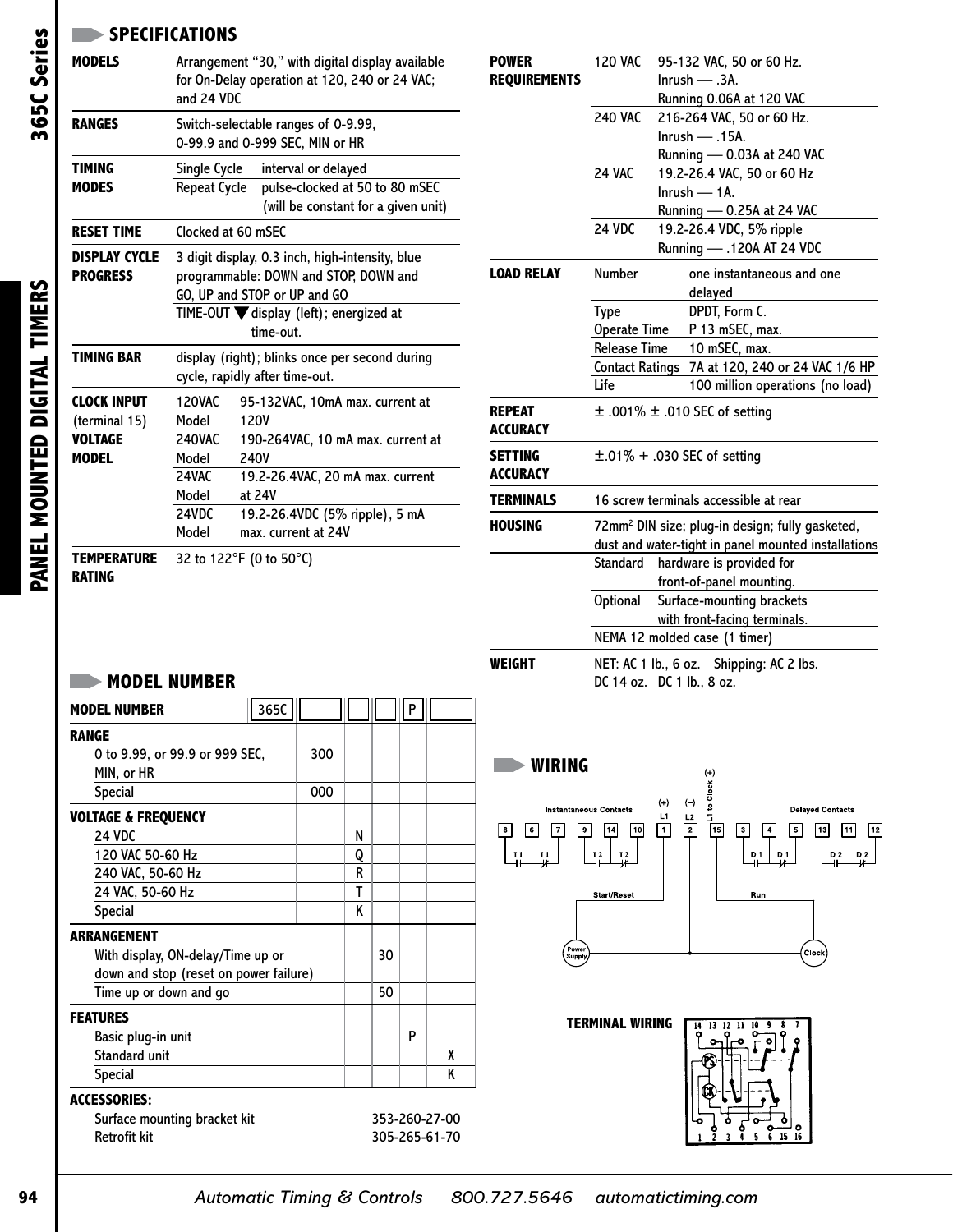## SPECIFICATIONS

| | |
|---|---|
| **MODELS** | Arrangement "30," with digital display available for On-Delay operation at 120, 240 or 24 VAC; and 24 VDC |
| **RANGES** | Switch-selectable ranges of 0-9.99, 0-99.9 and 0-999 SEC, MIN or HR |
| **TIMING MODES** | Single Cycle — interval or delayed<br>Repeat Cycle — pulse-clocked at 50 to 80 mSEC (will be constant for a given unit) |
| **RESET TIME** | Clocked at 60 mSEC |
| **DISPLAY CYCLE PROGRESS** | 3 digit display, 0.3 inch, high-intensity, blue programmable: DOWN and STOP, DOWN and GO, UP and STOP or UP and GO<br>TIME-OUT ▼ display (left); energized at time-out. |
| **TIMING BAR** | display (right); blinks once per second during cycle, rapidly after time-out. |
| **CLOCK INPUT (terminal 15) VOLTAGE MODEL** | 120VAC Model — 95-132VAC, 10mA max. current at 120V<br>240VAC Model — 190-264VAC, 10 mA max. current at 240V<br>24VAC Model — 19.2-26.4VAC, 20 mA max. current at 24V<br>24VDC Model — 19.2-26.4VDC (5% ripple), 5 mA max. current at 24V |
| **TEMPERATURE RATING** | 32 to 122°F (0 to 50°C) |
| **POWER REQUIREMENTS** | 120 VAC — 95-132 VAC, 50 or 60 Hz. Inrush — .3A. Running 0.06A at 120 VAC<br>240 VAC — 216-264 VAC, 50 or 60 Hz. Inrush — .15A. Running — 0.03A at 240 VAC<br>24 VAC — 19.2-26.4 VAC, 50 or 60 Hz Inrush — 1A. Running — 0.25A at 24 VAC<br>24 VDC — 19.2-26.4 VDC, 5% ripple Running — .120A AT 24 VDC |
| **LOAD RELAY** | Number — one instantaneous and one delayed<br>Type — DPDT, Form C.<br>Operate Time — P 13 mSEC, max.<br>Release Time — 10 mSEC, max.<br>Contact Ratings — 7A at 120, 240 or 24 VAC 1/6 HP<br>Life — 100 million operations (no load) |
| **REPEAT ACCURACY** | ± .001% ± .010 SEC of setting |
| **SETTING ACCURACY** | ±.01% + .030 SEC of setting |
| **TERMINALS** | 16 screw terminals accessible at rear |
| **HOUSING** | 72mm[2] DIN size; plug-in design; fully gasketed, dust and water-tight in panel mounted installations<br>Standard — hardware is provided for front-of-panel mounting.<br>Optional — Surface-mounting brackets with front-facing terminals.<br>NEMA 12 molded case (1 timer) |
| **WEIGHT** | NET: AC 1 lb., 6 oz. Shipping: AC 2 lbs.<br>DC 14 oz. DC 1 lb., 8 oz. |

## MODEL NUMBER

| **MODEL NUMBER** | 365C | | | | P | |
|---|---|---|---|---|---|---|
| **RANGE** | | | | | | |
| 0 to 9.99, or 99.9 or 999 SEC, MIN, or HR | | 300 | | | | |
| Special | | 000 | | | | |
| **VOLTAGE & FREQUENCY** | | | | | | |
| 24 VDC | | | N | | | |
| 120 VAC 50-60 Hz | | | Q | | | |
| 240 VAC, 50-60 Hz | | | R | | | |
| 24 VAC, 50-60 Hz | | | T | | | |
| Special | | | K | | | |
| **ARRANGEMENT** | | | | | | |
| With display, ON-delay/Time up or down and stop (reset on power failure) | | | | 30 | | |
| Time up or down and go | | | | 50 | | |
| **FEATURES** | | | | | | |
| Basic plug-in unit | | | | | P | |
| Standard unit | | | | | | X |
| Special | | | | | | K |

**ACCESSORIES:**

| | |
|---|---|
| Surface mounting bracket kit | 353-260-27-00 |
| Retrofit kit | 305-265-61-70 |

## WIRING

Instantaneous Contacts: 8, 6, 7, 9, 14, 10 (I 1, I 1, I 2, I 2)
(+) L1: 1 (−) L2: 2 (+) L1 to Clock: 15
Delayed Contacts: 3, 4, 5, 13, 11, 12 (D 1, D 1, D 2, D 2)
Start/Reset — Power Supply
Run — Clock

**TERMINAL WIRING**

14 13 12 11 10 9 8 7
PS CK
1 2 3 4 5 6 15 16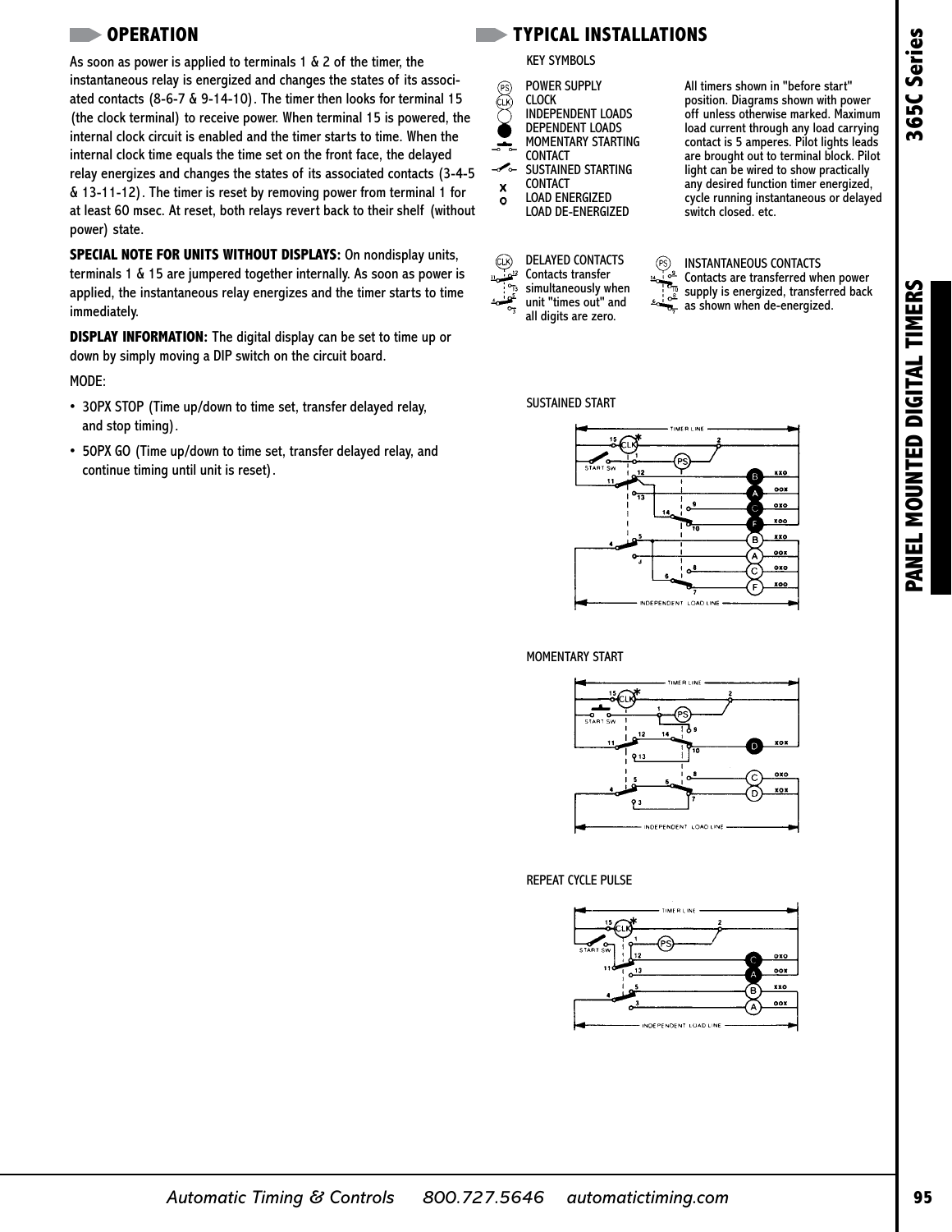## OPERATION

As soon as power is applied to terminals 1 & 2 of the timer, the instantaneous relay is energized and changes the states of its associated contacts (8-6-7 & 9-14-10). The timer then looks for terminal 15 (the clock terminal) to receive power. When terminal 15 is powered, the internal clock circuit is enabled and the timer starts to time. When the internal clock time equals the time set on the front face, the delayed relay energizes and changes the states of its associated contacts (3-4-5 & 13-11-12). The timer is reset by removing power from terminal 1 for at least 60 msec. At reset, both relays revert back to their shelf (without power) state.

**SPECIAL NOTE FOR UNITS WITHOUT DISPLAYS:** On nondisplay units, terminals 1 & 15 are jumpered together internally. As soon as power is applied, the instantaneous relay energizes and the timer starts to time immediately.

**DISPLAY INFORMATION:** The digital display can be set to time up or down by simply moving a DIP switch on the circuit board.

MODE:

- 30PX STOP (Time up/down to time set, transfer delayed relay, and stop timing).
- 50PX GO (Time up/down to time set, transfer delayed relay, and continue timing until unit is reset).

## TYPICAL INSTALLATIONS

KEY SYMBOLS

PS POWER SUPPLY
CLK CLOCK
INDEPENDENT LOADS
DEPENDENT LOADS
MOMENTARY STARTING CONTACT
SUSTAINED STARTING CONTACT
X LOAD ENERGIZED
O LOAD DE-ENERGIZED

All timers shown in "before start" position. Diagrams shown with power off unless otherwise marked. Maximum load current through any load carrying contact is 5 amperes. Pilot lights leads are brought out to terminal block. Pilot light can be wired to show practically any desired function timer energized, cycle running instantaneous or delayed switch closed. etc.

DELAYED CONTACTS
Contacts transfer simultaneously when unit "times out" and all digits are zero.

INSTANTANEOUS CONTACTS
Contacts are transferred when power supply is energized, transferred back as shown when de-energized.

SUSTAINED START

TIMER LINE
15 CLK * 1 2 PS
START SW
11 12 13 9 14 10 4 5 3 8 6 7
B xxo
A oox
C oxo
F xoo
B xxo
A oox
C oxo
F xoo
INDEPENDENT LOAD LINE

MOMENTARY START

TIMER LINE
15 CLK * 1 2 PS
START SW
11 12 13 14 9 10 4 5 3 6 8 7
D xox
C oxo
D xox
INDEPENDENT LOAD LINE

REPEAT CYCLE PULSE

TIMER LINE
15 CLK * 1 2 PS
START SW
11 12 13 4 5 3
C oxo
A oox
B xxo
A oox
INDEPENDENT LOAD LINE